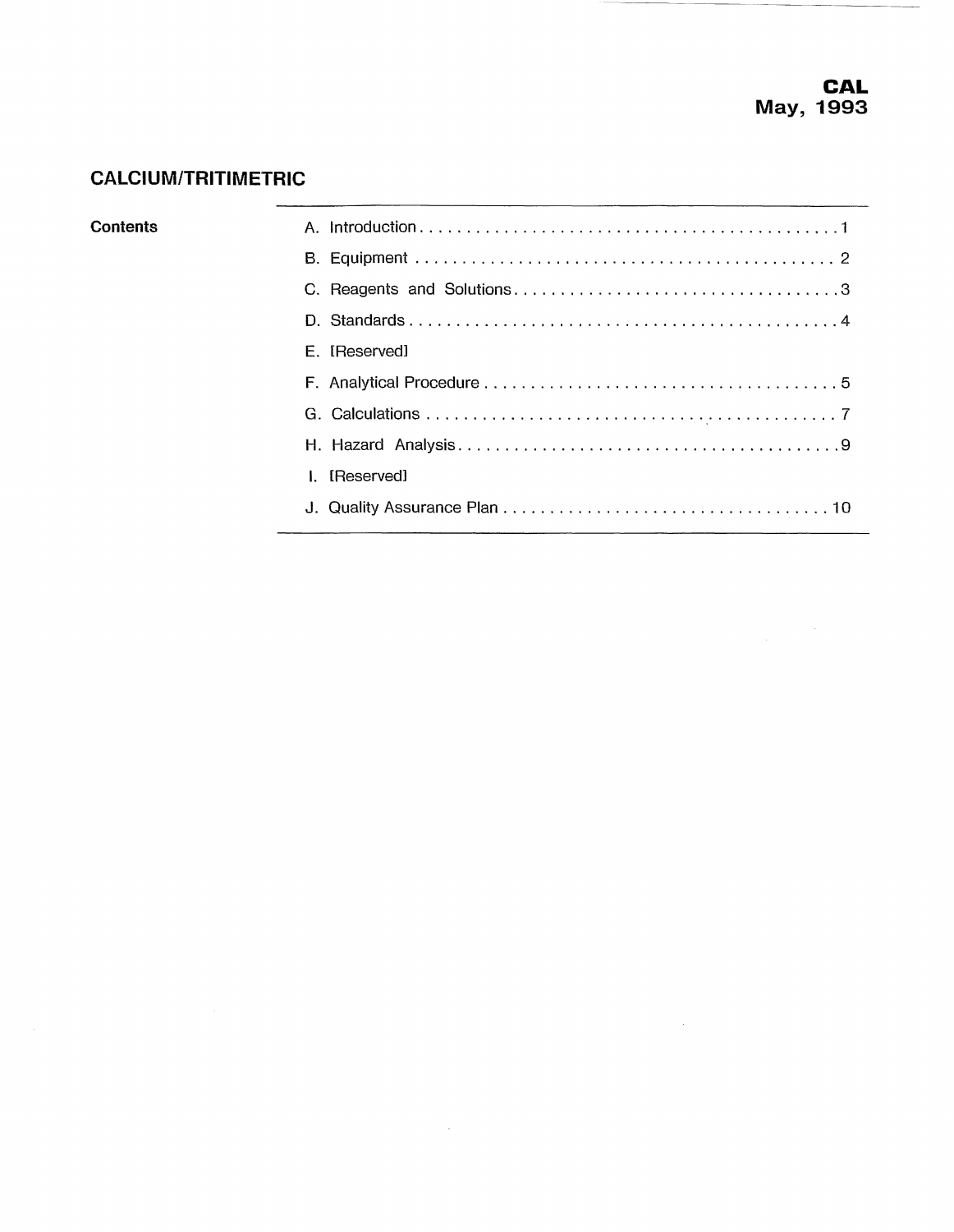**CAL**
**May, 1993**

## CALCIUM/TRITIMETRIC

**Contents**

A. Introduction . . . . . . . . . . . . . . . . . . . . . . . . . . . . . . . . . . . . . . . . . . . . 1

B. Equipment . . . . . . . . . . . . . . . . . . . . . . . . . . . . . . . . . . . . . . . . . . . . 2

C. Reagents and Solutions . . . . . . . . . . . . . . . . . . . . . . . . . . . . . . . . . . 3

D. Standards . . . . . . . . . . . . . . . . . . . . . . . . . . . . . . . . . . . . . . . . . . . . . 4

E. [Reserved]

F. Analytical Procedure . . . . . . . . . . . . . . . . . . . . . . . . . . . . . . . . . . . . 5

G. Calculations . . . . . . . . . . . . . . . . . . . . . . . . . . . . . . . . . . . . . . . . . . . 7

H. Hazard Analysis . . . . . . . . . . . . . . . . . . . . . . . . . . . . . . . . . . . . . . . . 9

I. [Reserved]

J. Quality Assurance Plan . . . . . . . . . . . . . . . . . . . . . . . . . . . . . . . . . . 10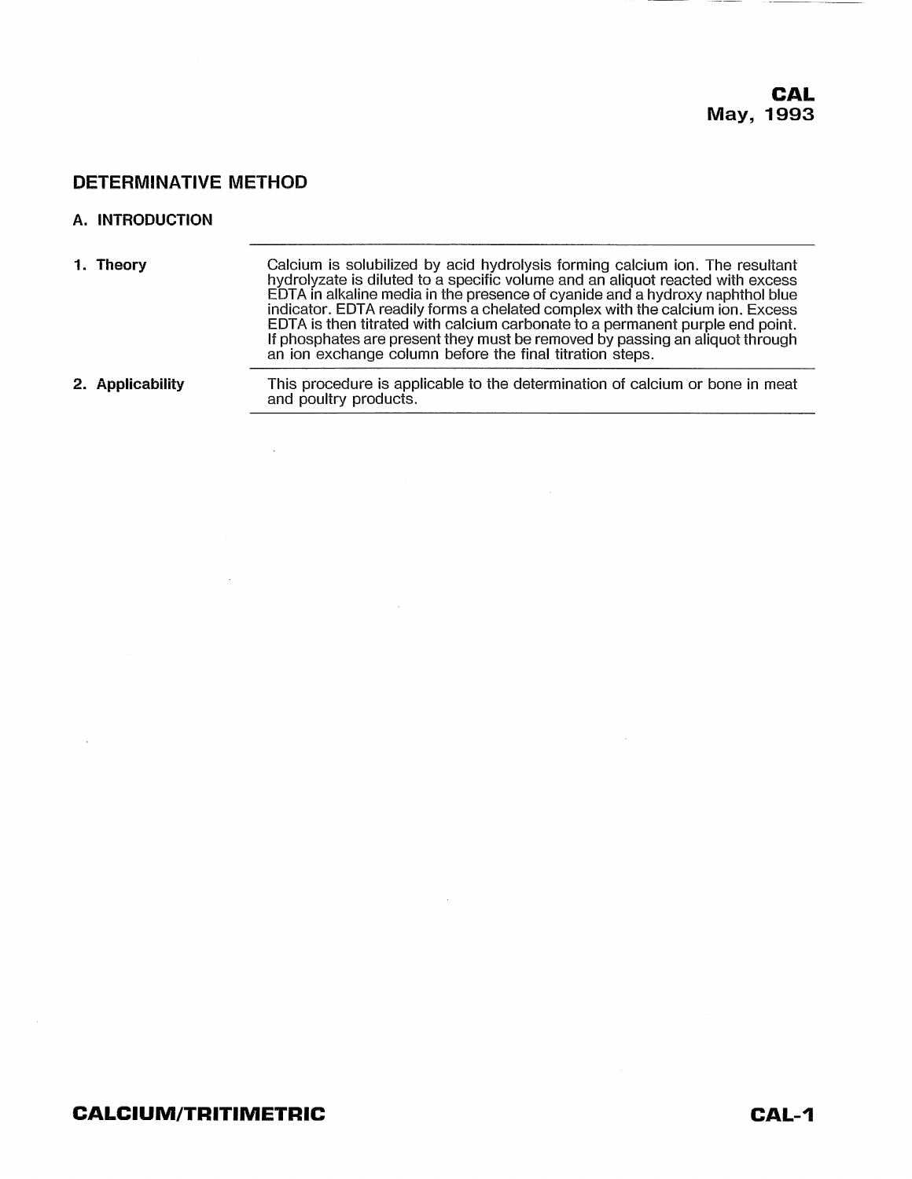## DETERMINATIVE METHOD

### A. INTRODUCTION

| | |
|---|---|
| **1. Theory** | Calcium is solubilized by acid hydrolysis forming calcium ion. The resultant hydrolyzate is diluted to a specific volume and an aliquot reacted with excess EDTA in alkaline media in the presence of cyanide and a hydroxy naphthol blue indicator. EDTA readily forms a chelated complex with the calcium ion. Excess EDTA is then titrated with calcium carbonate to a permanent purple end point. If phosphates are present they must be removed by passing an aliquot through an ion exchange column before the final titration steps. |
| **2. Applicability** | This procedure is applicable to the determination of calcium or bone in meat and poultry products. |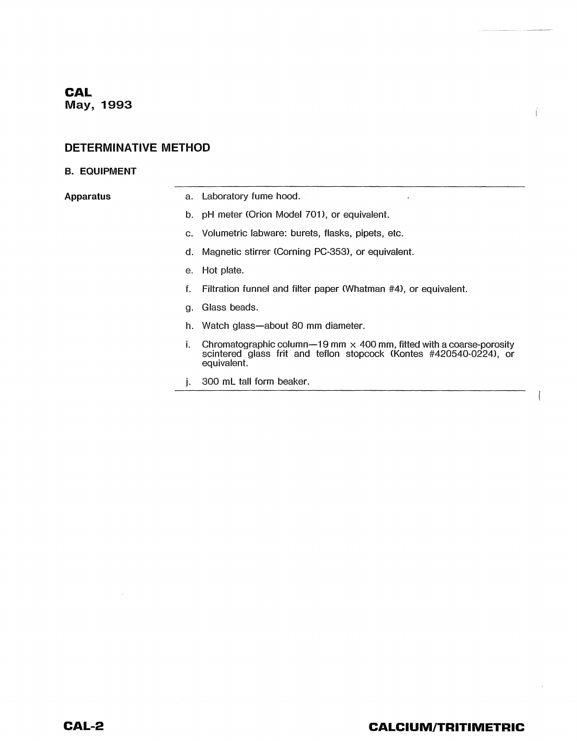## DETERMINATIVE METHOD

### B. EQUIPMENT

**Apparatus**

a. Laboratory fume hood.

b. pH meter (Orion Model 701), or equivalent.

c. Volumetric labware: burets, flasks, pipets, etc.

d. Magnetic stirrer (Corning PC-353), or equivalent.

e. Hot plate.

f. Filtration funnel and filter paper (Whatman #4), or equivalent.

g. Glass beads.

h. Watch glass—about 80 mm diameter.

i. Chromatographic column—19 mm × 400 mm, fitted with a coarse-porosity scintered glass frit and teflon stopcock (Kontes #420540-0224), or equivalent.

j. 300 mL tall form beaker.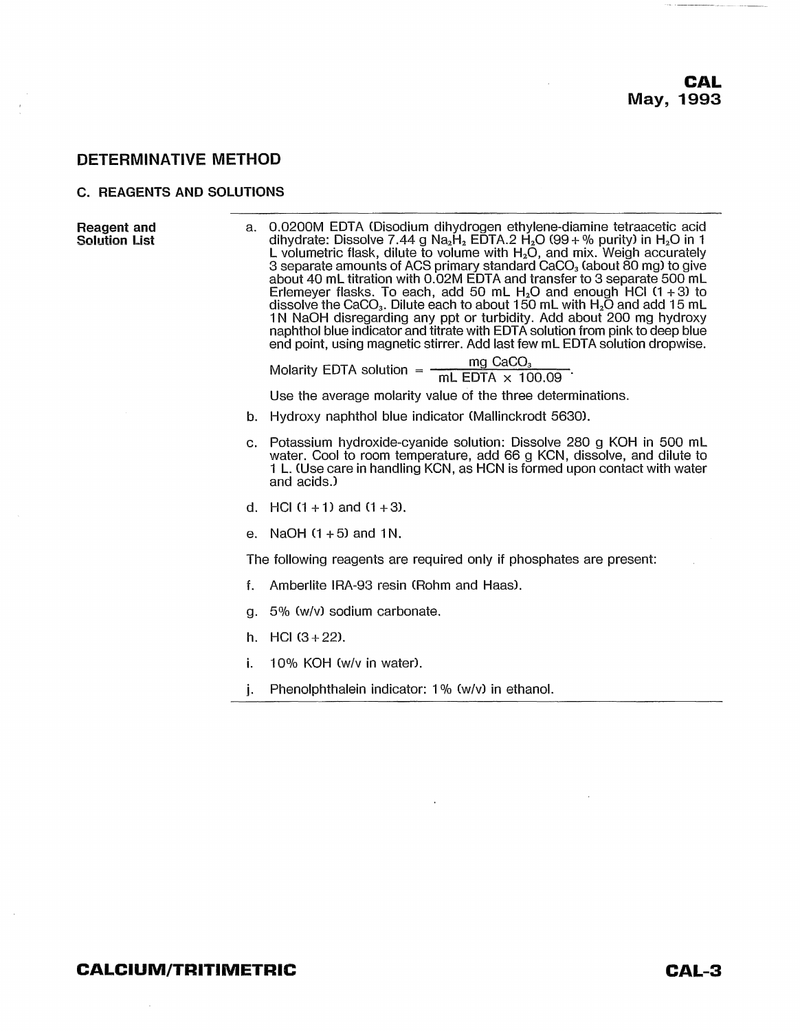## DETERMINATIVE METHOD

### C. REAGENTS AND SOLUTIONS

**Reagent and Solution List**

a. 0.0200M EDTA (Disodium dihydrogen ethylene-diamine tetraacetic acid dihydrate: Dissolve 7.44 g $Na_2H_2$ EDTA.2 $H_2O$ (99+% purity) in $H_2O$ in 1 L volumetric flask, dilute to volume with $H_2O$, and mix. Weigh accurately 3 separate amounts of ACS primary standard $CaCO_3$ (about 80 mg) to give about 40 mL titration with 0.02M EDTA and transfer to 3 separate 500 mL Erlemeyer flasks. To each, add 50 mL $H_2O$ and enough HCl (1+3) to dissolve the $CaCO_3$. Dilute each to about 150 mL with $H_2O$ and add 15 mL 1N NaOH disregarding any ppt or turbidity. Add about 200 mg hydroxy naphthol blue indicator and titrate with EDTA solution from pink to deep blue end point, using magnetic stirrer. Add last few mL EDTA solution dropwise.

$$\text{Molarity EDTA solution} = \frac{\text{mg } CaCO_3}{\text{mL EDTA} \times 100.09}.$$

Use the average molarity value of the three determinations.

b. Hydroxy naphthol blue indicator (Mallinckrodt 5630).

c. Potassium hydroxide-cyanide solution: Dissolve 280 g KOH in 500 mL water. Cool to room temperature, add 66 g KCN, dissolve, and dilute to 1 L. (Use care in handling KCN, as HCN is formed upon contact with water and acids.)

d. HCl (1+1) and (1+3).

e. NaOH (1+5) and 1N.

The following reagents are required only if phosphates are present:

f. Amberlite IRA-93 resin (Rohm and Haas).

g. 5% (w/v) sodium carbonate.

h. HCl (3+22).

i. 10% KOH (w/v in water).

j. Phenolphthalein indicator: 1% (w/v) in ethanol.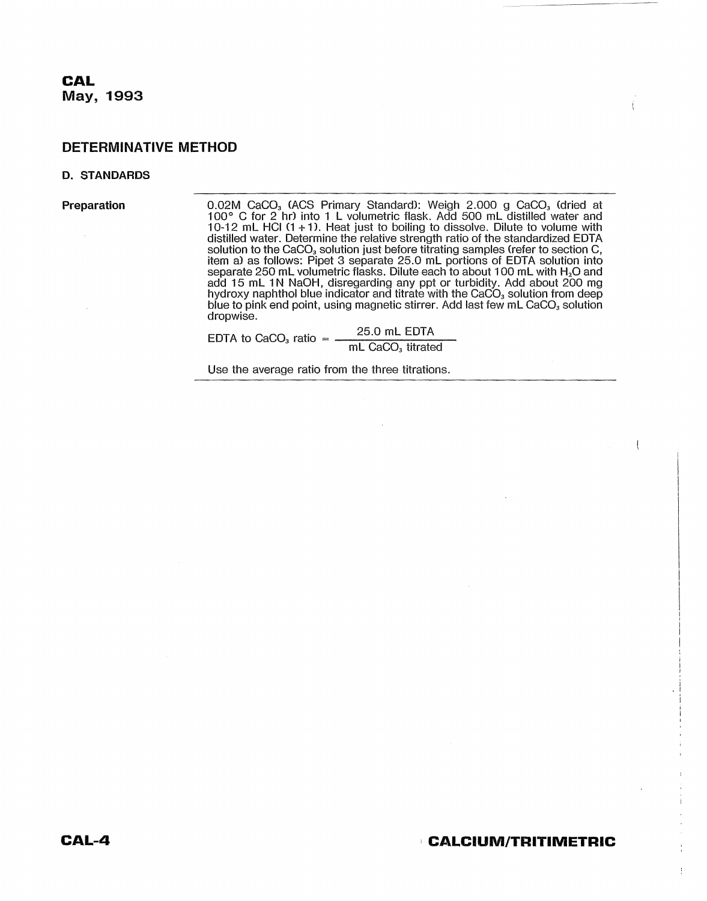## DETERMINATIVE METHOD

### D. STANDARDS

**Preparation**

0.02M $CaCO_3$ (ACS Primary Standard): Weigh 2.000 g $CaCO_3$ (dried at 100° C for 2 hr) into 1 L volumetric flask. Add 500 mL distilled water and 10-12 mL HCl (1 + 1). Heat just to boiling to dissolve. Dilute to volume with distilled water. Determine the relative strength ratio of the standardized EDTA solution to the $CaCO_3$ solution just before titrating samples (refer to section C, item a) as follows: Pipet 3 separate 25.0 mL portions of EDTA solution into separate 250 mL volumetric flasks. Dilute each to about 100 mL with $H_2O$ and add 15 mL 1N NaOH, disregarding any ppt or turbidity. Add about 200 mg hydroxy naphthol blue indicator and titrate with the $CaCO_3$ solution from deep blue to pink end point, using magnetic stirrer. Add last few mL $CaCO_3$ solution dropwise.

$$\text{EDTA to } CaCO_3 \text{ ratio} = \frac{25.0 \text{ mL EDTA}}{\text{mL } CaCO_3 \text{ titrated}}$$

Use the average ratio from the three titrations.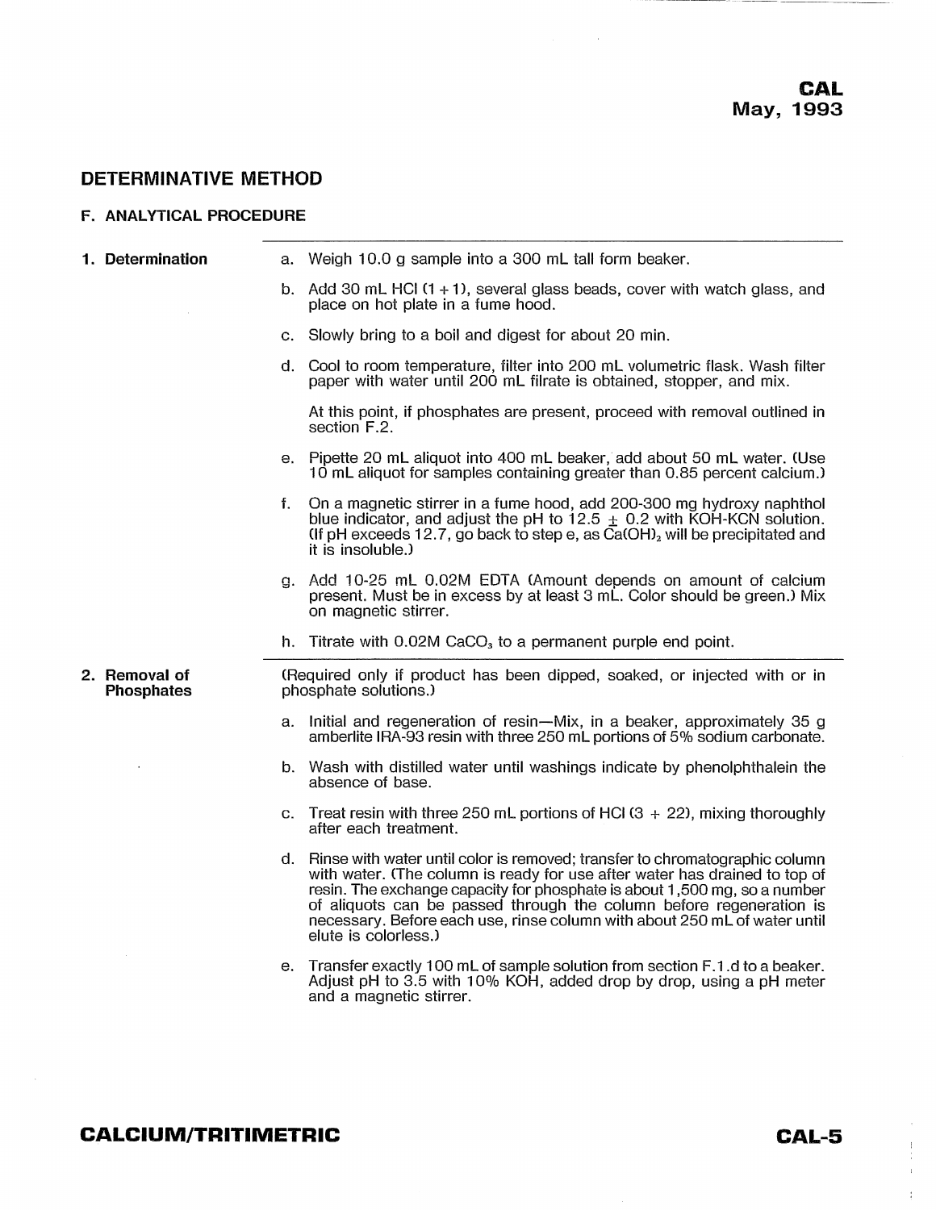## DETERMINATIVE METHOD

### F. ANALYTICAL PROCEDURE

**1. Determination**

a. Weigh 10.0 g sample into a 300 mL tall form beaker.

b. Add 30 mL HCl (1 + 1), several glass beads, cover with watch glass, and place on hot plate in a fume hood.

c. Slowly bring to a boil and digest for about 20 min.

d. Cool to room temperature, filter into 200 mL volumetric flask. Wash filter paper with water until 200 mL filtrate is obtained, stopper, and mix.

   At this point, if phosphates are present, proceed with removal outlined in section F.2.

e. Pipette 20 mL aliquot into 400 mL beaker, add about 50 mL water. (Use 10 mL aliquot for samples containing greater than 0.85 percent calcium.)

f. On a magnetic stirrer in a fume hood, add 200-300 mg hydroxy naphthol blue indicator, and adjust the pH to 12.5 ± 0.2 with KOH-KCN solution. (If pH exceeds 12.7, go back to step e, as $Ca(OH)_2$ will be precipitated and it is insoluble.)

g. Add 10-25 mL 0.02M EDTA (Amount depends on amount of calcium present. Must be in excess by at least 3 mL. Color should be green.) Mix on magnetic stirrer.

h. Titrate with 0.02M $CaCO_3$ to a permanent purple end point.

**2. Removal of Phosphates**

(Required only if product has been dipped, soaked, or injected with or in phosphate solutions.)

a. Initial and regeneration of resin—Mix, in a beaker, approximately 35 g amberlite IRA-93 resin with three 250 mL portions of 5% sodium carbonate.

b. Wash with distilled water until washings indicate by phenolphthalein the absence of base.

c. Treat resin with three 250 mL portions of HCl (3 + 22), mixing thoroughly after each treatment.

d. Rinse with water until color is removed; transfer to chromatographic column with water. (The column is ready for use after water has drained to top of resin. The exchange capacity for phosphate is about 1,500 mg, so a number of aliquots can be passed through the column before regeneration is necessary. Before each use, rinse column with about 250 mL of water until elute is colorless.)

e. Transfer exactly 100 mL of sample solution from section F.1.d to a beaker. Adjust pH to 3.5 with 10% KOH, added drop by drop, using a pH meter and a magnetic stirrer.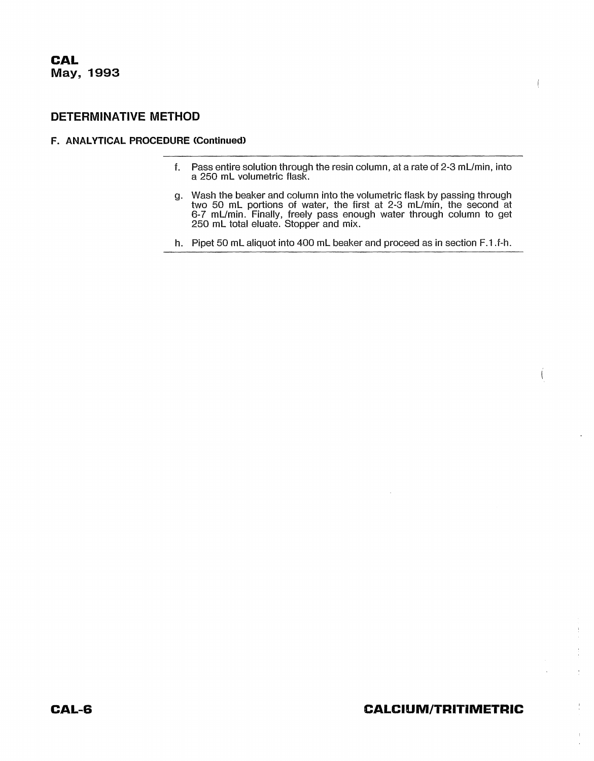## DETERMINATIVE METHOD

### F. ANALYTICAL PROCEDURE (Continued)

f. Pass entire solution through the resin column, at a rate of 2-3 mL/min, into a 250 mL volumetric flask.

g. Wash the beaker and column into the volumetric flask by passing through two 50 mL portions of water, the first at 2-3 mL/min, the second at 6-7 mL/min. Finally, freely pass enough water through column to get 250 mL total eluate. Stopper and mix.

h. Pipet 50 mL aliquot into 400 mL beaker and proceed as in section F.1.f-h.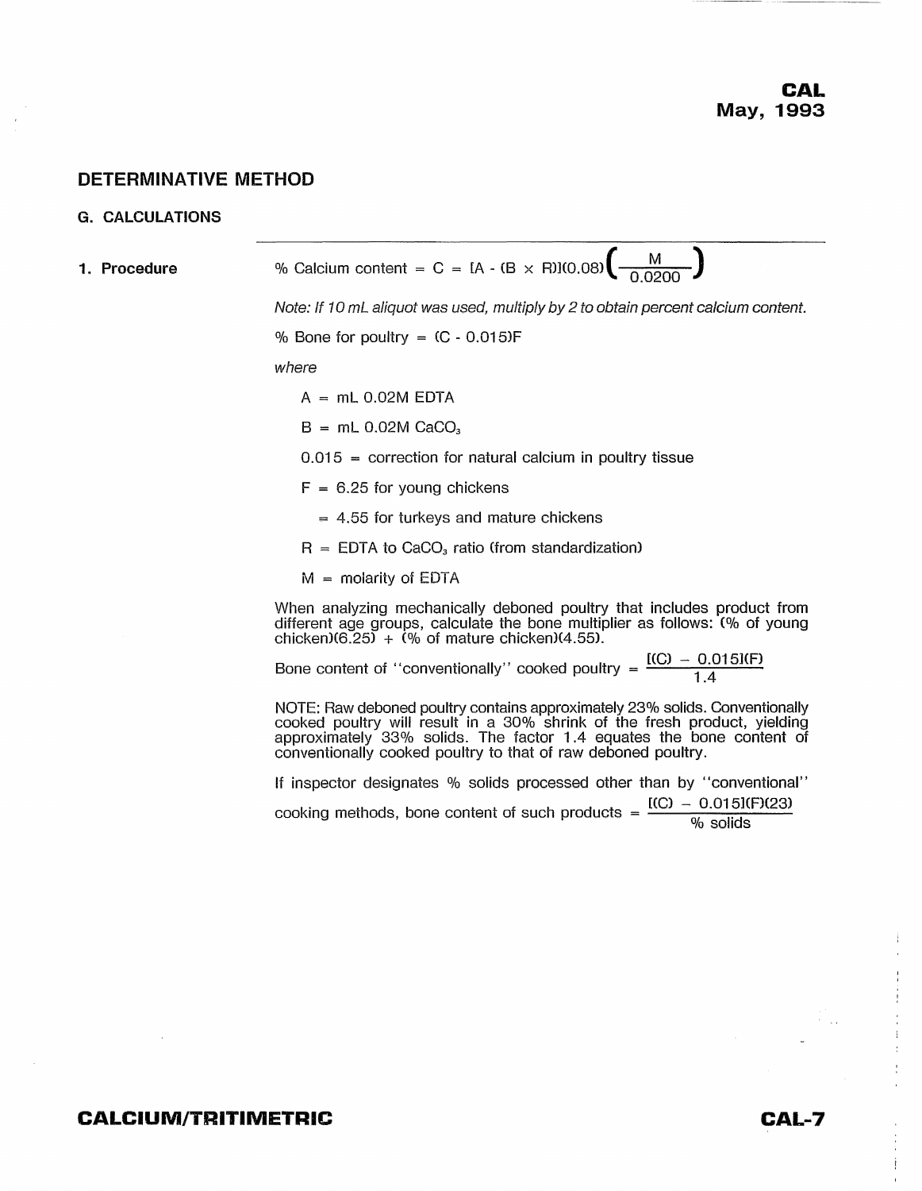## DETERMINATIVE METHOD

### G. CALCULATIONS

**1. Procedure**

$$\% \text{ Calcium content} = C = [A - (B \times R)](0.08)\left(\frac{M}{0.0200}\right)$$

*Note: If 10 mL aliquot was used, multiply by 2 to obtain percent calcium content.*

$$\% \text{ Bone for poultry} = (C - 0.015)F$$

*where*

- $A$ = mL 0.02M EDTA
- $B$ = mL 0.02M $CaCO_3$
- 0.015 = correction for natural calcium in poultry tissue
- $F$ = 6.25 for young chickens
  - = 4.55 for turkeys and mature chickens
- $R$ = EDTA to $CaCO_3$ ratio (from standardization)
- $M$ = molarity of EDTA

When analyzing mechanically deboned poultry that includes product from different age groups, calculate the bone multiplier as follows: (% of young chicken)(6.25) + (% of mature chicken)(4.55).

$$\text{Bone content of ``conventionally'' cooked poultry} = \frac{[(C) - 0.015](F)}{1.4}$$

NOTE: Raw deboned poultry contains approximately 23% solids. Conventionally cooked poultry will result in a 30% shrink of the fresh product, yielding approximately 33% solids. The factor 1.4 equates the bone content of conventionally cooked poultry to that of raw deboned poultry.

If inspector designates % solids processed other than by "conventional" cooking methods, bone content of such products $= \dfrac{[(C) - 0.015](F)(23)}{\% \text{ solids}}$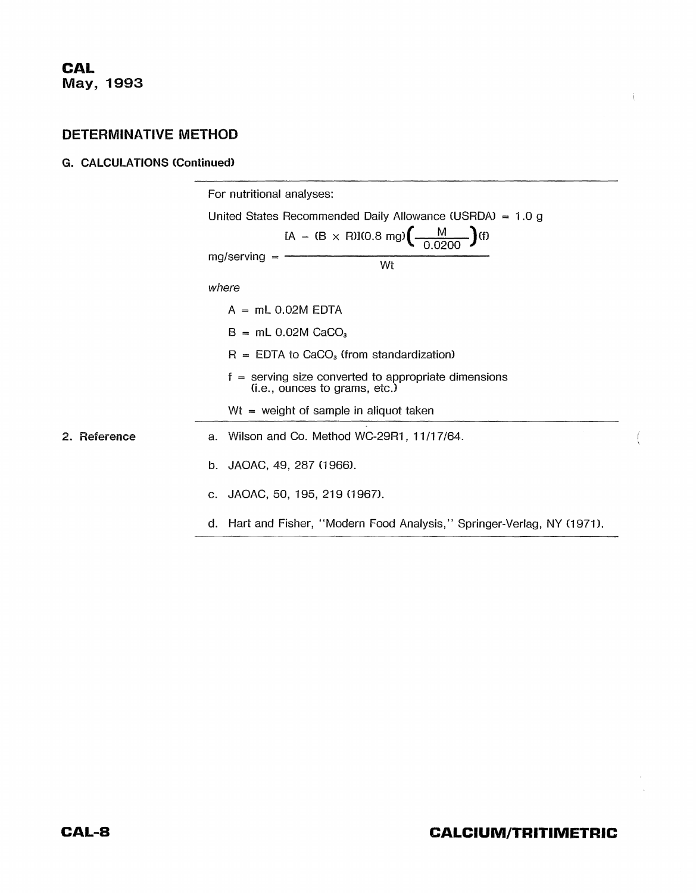## DETERMINATIVE METHOD

### G. CALCULATIONS (Continued)

For nutritional analyses:

United States Recommended Daily Allowance (USRDA) = 1.0 g

$$\text{mg/serving} = \frac{[A - (B \times R)](0.8 \text{ mg})\left(\frac{M}{0.0200}\right)(f)}{Wt}$$

*where*

- A = mL 0.02M EDTA
- B = mL 0.02M $CaCO_3$
- R = EDTA to $CaCO_3$ (from standardization)
- f = serving size converted to appropriate dimensions (i.e., ounces to grams, etc.)
- Wt = weight of sample in aliquot taken

### 2. Reference

a. Wilson and Co. Method WC-29R1, 11/17/64.

b. JAOAC, 49, 287 (1966).

c. JAOAC, 50, 195, 219 (1967).

d. Hart and Fisher, "Modern Food Analysis," Springer-Verlag, NY (1971).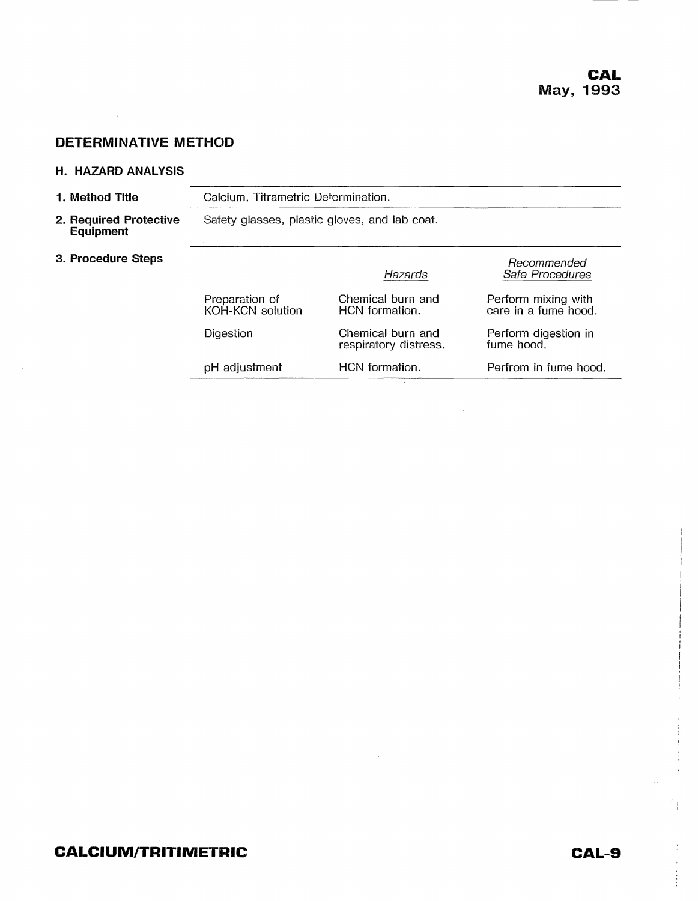## DETERMINATIVE METHOD

### H. HAZARD ANALYSIS

**1. Method Title**

Calcium, Titrametric Determination.

**2. Required Protective Equipment**

Safety glasses, plastic gloves, and lab coat.

**3. Procedure Steps**

| | *Hazards* | *Recommended Safe Procedures* |
|---|---|---|
| Preparation of KOH-KCN solution | Chemical burn and HCN formation. | Perform mixing with care in a fume hood. |
| Digestion | Chemical burn and respiratory distress. | Perform digestion in fume hood. |
| pH adjustment | HCN formation. | Perfrom in fume hood. |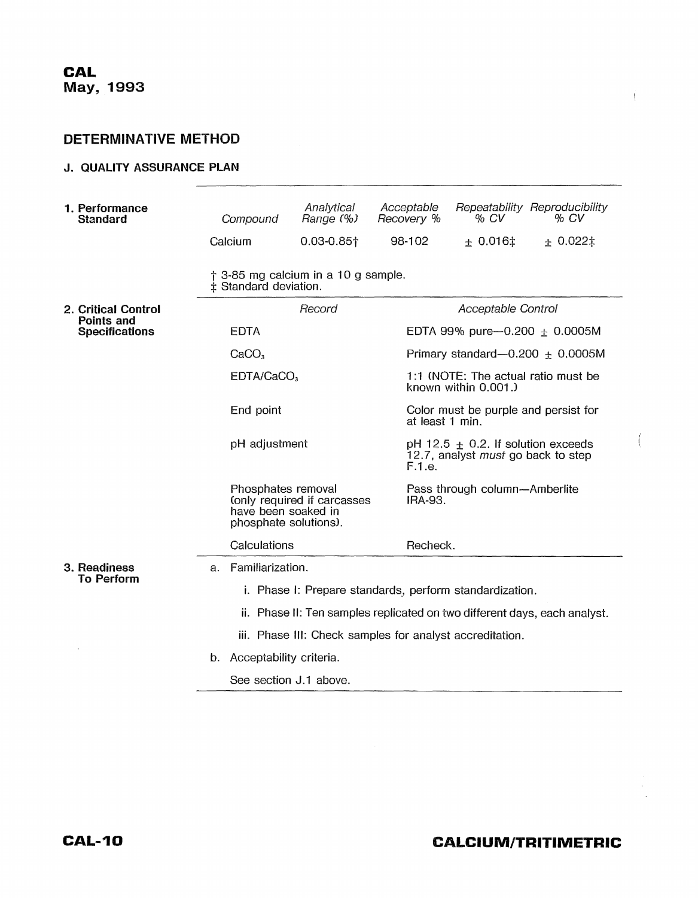## DETERMINATIVE METHOD

### J. QUALITY ASSURANCE PLAN

**1. Performance Standard**

| *Compound* | *Analytical Range (%)* | *Acceptable Recovery %* | *Repeatability % CV* | *Reproducibility % CV* |
|---|---|---|---|---|
| Calcium | 0.03-0.85† | 98-102 | ± 0.016‡ | ± 0.022‡ |

† 3-85 mg calcium in a 10 g sample.
‡ Standard deviation.

**2. Critical Control Points and Specifications**

| *Record* | *Acceptable Control* |
|---|---|
| EDTA | EDTA 99% pure—0.200 ± 0.0005M |
| $CaCO_3$ | Primary standard—0.200 ± 0.0005M |
| EDTA/$CaCO_3$ | 1:1 (NOTE: The actual ratio must be known within 0.001.) |
| End point | Color must be purple and persist for at least 1 min. |
| pH adjustment | pH 12.5 ± 0.2. If solution exceeds 12.7, analyst *must* go back to step F.1.e. |
| Phosphates removal (only required if carcasses have been soaked in phosphate solutions). | Pass through column—Amberlite IRA-93. |
| Calculations | Recheck. |

**3. Readiness To Perform**

a. Familiarization.

i. Phase I: Prepare standards, perform standardization.

ii. Phase II: Ten samples replicated on two different days, each analyst.

iii. Phase III: Check samples for analyst accreditation.

b. Acceptability criteria.

See section J.1 above.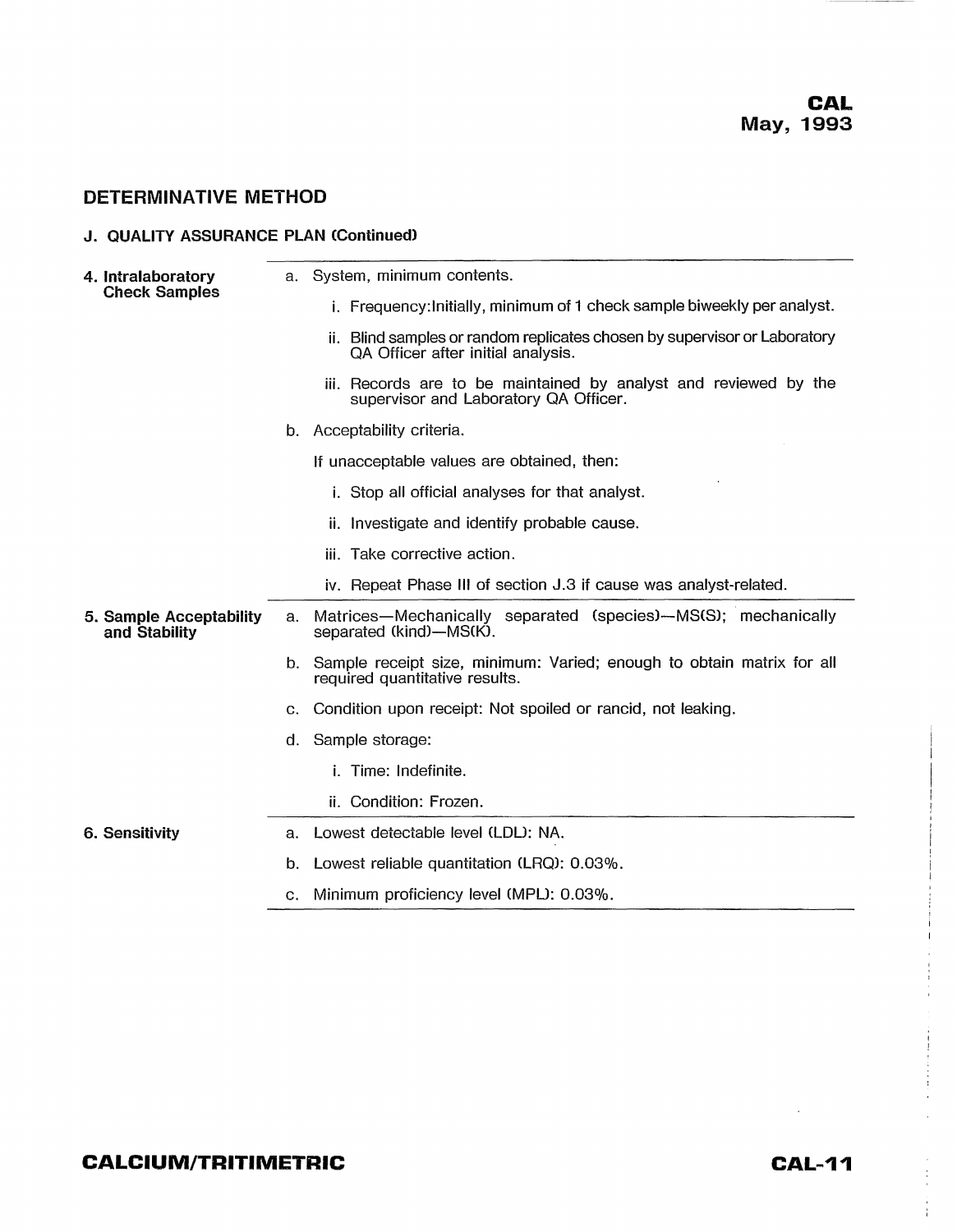## DETERMINATIVE METHOD

### J. QUALITY ASSURANCE PLAN (Continued)

**4. Intralaboratory Check Samples**

a. System, minimum contents.

  i. Frequency:Initially, minimum of 1 check sample biweekly per analyst.

  ii. Blind samples or random replicates chosen by supervisor or Laboratory QA Officer after initial analysis.

  iii. Records are to be maintained by analyst and reviewed by the supervisor and Laboratory QA Officer.

b. Acceptability criteria.

If unacceptable values are obtained, then:

  i. Stop all official analyses for that analyst.

  ii. Investigate and identify probable cause.

  iii. Take corrective action.

  iv. Repeat Phase III of section J.3 if cause was analyst-related.

**5. Sample Acceptability and Stability**

a. Matrices—Mechanically separated (species)—MS(S); mechanically separated (kind)—MS(K).

b. Sample receipt size, minimum: Varied; enough to obtain matrix for all required quantitative results.

c. Condition upon receipt: Not spoiled or rancid, not leaking.

d. Sample storage:

  i. Time: Indefinite.

  ii. Condition: Frozen.

**6. Sensitivity**

a. Lowest detectable level (LDL): NA.

b. Lowest reliable quantitation (LRQ): 0.03%.

c. Minimum proficiency level (MPL): 0.03%.